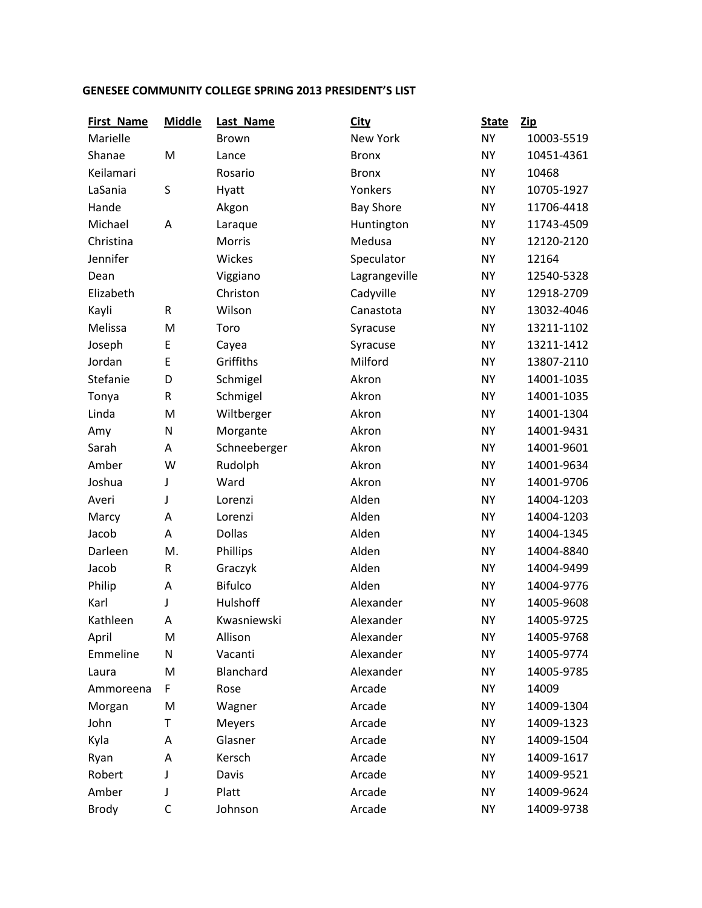## GENESEE COMMUNITY COLLEGE SPRING 2013 PRESIDENT'S LIST

| First_Name | Middle | Last_Name | City | State | Zip |
|---|---|---|---|---|---|
| Marielle | | Brown | New York | NY | 10003-5519 |
| Shanae | M | Lance | Bronx | NY | 10451-4361 |
| Keilamari | | Rosario | Bronx | NY | 10468 |
| LaSania | S | Hyatt | Yonkers | NY | 10705-1927 |
| Hande | | Akgon | Bay Shore | NY | 11706-4418 |
| Michael | A | Laraque | Huntington | NY | 11743-4509 |
| Christina | | Morris | Medusa | NY | 12120-2120 |
| Jennifer | | Wickes | Speculator | NY | 12164 |
| Dean | | Viggiano | Lagrangeville | NY | 12540-5328 |
| Elizabeth | | Christon | Cadyville | NY | 12918-2709 |
| Kayli | R | Wilson | Canastota | NY | 13032-4046 |
| Melissa | M | Toro | Syracuse | NY | 13211-1102 |
| Joseph | E | Cayea | Syracuse | NY | 13211-1412 |
| Jordan | E | Griffiths | Milford | NY | 13807-2110 |
| Stefanie | D | Schmigel | Akron | NY | 14001-1035 |
| Tonya | R | Schmigel | Akron | NY | 14001-1035 |
| Linda | M | Wiltberger | Akron | NY | 14001-1304 |
| Amy | N | Morgante | Akron | NY | 14001-9431 |
| Sarah | A | Schneeberger | Akron | NY | 14001-9601 |
| Amber | W | Rudolph | Akron | NY | 14001-9634 |
| Joshua | J | Ward | Akron | NY | 14001-9706 |
| Averi | J | Lorenzi | Alden | NY | 14004-1203 |
| Marcy | A | Lorenzi | Alden | NY | 14004-1203 |
| Jacob | A | Dollas | Alden | NY | 14004-1345 |
| Darleen | M. | Phillips | Alden | NY | 14004-8840 |
| Jacob | R | Graczyk | Alden | NY | 14004-9499 |
| Philip | A | Bifulco | Alden | NY | 14004-9776 |
| Karl | J | Hulshoff | Alexander | NY | 14005-9608 |
| Kathleen | A | Kwasniewski | Alexander | NY | 14005-9725 |
| April | M | Allison | Alexander | NY | 14005-9768 |
| Emmeline | N | Vacanti | Alexander | NY | 14005-9774 |
| Laura | M | Blanchard | Alexander | NY | 14005-9785 |
| Ammoreena | F | Rose | Arcade | NY | 14009 |
| Morgan | M | Wagner | Arcade | NY | 14009-1304 |
| John | T | Meyers | Arcade | NY | 14009-1323 |
| Kyla | A | Glasner | Arcade | NY | 14009-1504 |
| Ryan | A | Kersch | Arcade | NY | 14009-1617 |
| Robert | J | Davis | Arcade | NY | 14009-9521 |
| Amber | J | Platt | Arcade | NY | 14009-9624 |
| Brody | C | Johnson | Arcade | NY | 14009-9738 |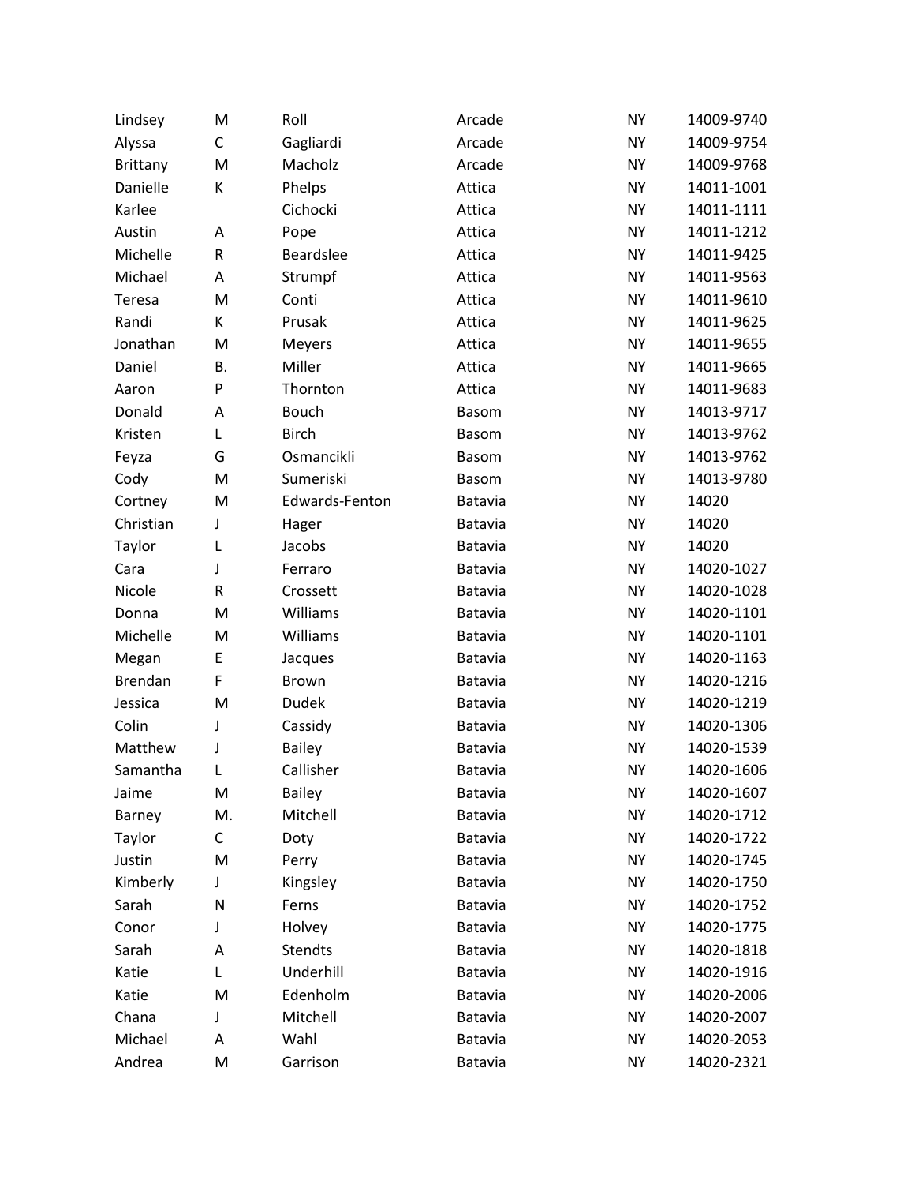| | | | | | |
|---|---|---|---|---|---|
| Lindsey | M | Roll | Arcade | NY | 14009-9740 |
| Alyssa | C | Gagliardi | Arcade | NY | 14009-9754 |
| Brittany | M | Macholz | Arcade | NY | 14009-9768 |
| Danielle | K | Phelps | Attica | NY | 14011-1001 |
| Karlee | | Cichocki | Attica | NY | 14011-1111 |
| Austin | A | Pope | Attica | NY | 14011-1212 |
| Michelle | R | Beardslee | Attica | NY | 14011-9425 |
| Michael | A | Strumpf | Attica | NY | 14011-9563 |
| Teresa | M | Conti | Attica | NY | 14011-9610 |
| Randi | K | Prusak | Attica | NY | 14011-9625 |
| Jonathan | M | Meyers | Attica | NY | 14011-9655 |
| Daniel | B. | Miller | Attica | NY | 14011-9665 |
| Aaron | P | Thornton | Attica | NY | 14011-9683 |
| Donald | A | Bouch | Basom | NY | 14013-9717 |
| Kristen | L | Birch | Basom | NY | 14013-9762 |
| Feyza | G | Osmancikli | Basom | NY | 14013-9762 |
| Cody | M | Sumeriski | Basom | NY | 14013-9780 |
| Cortney | M | Edwards-Fenton | Batavia | NY | 14020 |
| Christian | J | Hager | Batavia | NY | 14020 |
| Taylor | L | Jacobs | Batavia | NY | 14020 |
| Cara | J | Ferraro | Batavia | NY | 14020-1027 |
| Nicole | R | Crossett | Batavia | NY | 14020-1028 |
| Donna | M | Williams | Batavia | NY | 14020-1101 |
| Michelle | M | Williams | Batavia | NY | 14020-1101 |
| Megan | E | Jacques | Batavia | NY | 14020-1163 |
| Brendan | F | Brown | Batavia | NY | 14020-1216 |
| Jessica | M | Dudek | Batavia | NY | 14020-1219 |
| Colin | J | Cassidy | Batavia | NY | 14020-1306 |
| Matthew | J | Bailey | Batavia | NY | 14020-1539 |
| Samantha | L | Callisher | Batavia | NY | 14020-1606 |
| Jaime | M | Bailey | Batavia | NY | 14020-1607 |
| Barney | M. | Mitchell | Batavia | NY | 14020-1712 |
| Taylor | C | Doty | Batavia | NY | 14020-1722 |
| Justin | M | Perry | Batavia | NY | 14020-1745 |
| Kimberly | J | Kingsley | Batavia | NY | 14020-1750 |
| Sarah | N | Ferns | Batavia | NY | 14020-1752 |
| Conor | J | Holvey | Batavia | NY | 14020-1775 |
| Sarah | A | Stendts | Batavia | NY | 14020-1818 |
| Katie | L | Underhill | Batavia | NY | 14020-1916 |
| Katie | M | Edenholm | Batavia | NY | 14020-2006 |
| Chana | J | Mitchell | Batavia | NY | 14020-2007 |
| Michael | A | Wahl | Batavia | NY | 14020-2053 |
| Andrea | M | Garrison | Batavia | NY | 14020-2321 |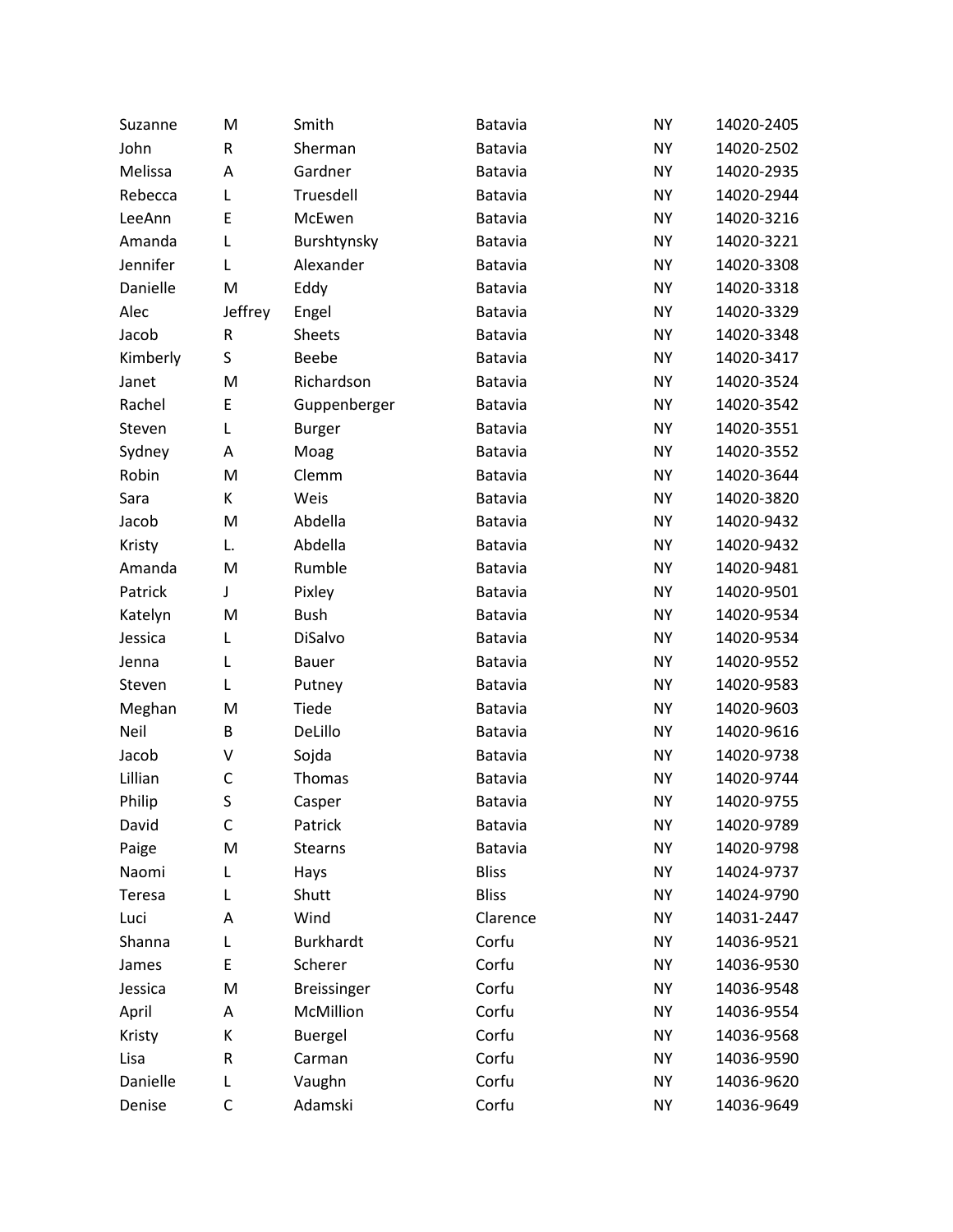| | | | | | |
|---|---|---|---|---|---|
| Suzanne | M | Smith | Batavia | NY | 14020-2405 |
| John | R | Sherman | Batavia | NY | 14020-2502 |
| Melissa | A | Gardner | Batavia | NY | 14020-2935 |
| Rebecca | L | Truesdell | Batavia | NY | 14020-2944 |
| LeeAnn | E | McEwen | Batavia | NY | 14020-3216 |
| Amanda | L | Burshtynsky | Batavia | NY | 14020-3221 |
| Jennifer | L | Alexander | Batavia | NY | 14020-3308 |
| Danielle | M | Eddy | Batavia | NY | 14020-3318 |
| Alec | Jeffrey | Engel | Batavia | NY | 14020-3329 |
| Jacob | R | Sheets | Batavia | NY | 14020-3348 |
| Kimberly | S | Beebe | Batavia | NY | 14020-3417 |
| Janet | M | Richardson | Batavia | NY | 14020-3524 |
| Rachel | E | Guppenberger | Batavia | NY | 14020-3542 |
| Steven | L | Burger | Batavia | NY | 14020-3551 |
| Sydney | A | Moag | Batavia | NY | 14020-3552 |
| Robin | M | Clemm | Batavia | NY | 14020-3644 |
| Sara | K | Weis | Batavia | NY | 14020-3820 |
| Jacob | M | Abdella | Batavia | NY | 14020-9432 |
| Kristy | L. | Abdella | Batavia | NY | 14020-9432 |
| Amanda | M | Rumble | Batavia | NY | 14020-9481 |
| Patrick | J | Pixley | Batavia | NY | 14020-9501 |
| Katelyn | M | Bush | Batavia | NY | 14020-9534 |
| Jessica | L | DiSalvo | Batavia | NY | 14020-9534 |
| Jenna | L | Bauer | Batavia | NY | 14020-9552 |
| Steven | L | Putney | Batavia | NY | 14020-9583 |
| Meghan | M | Tiede | Batavia | NY | 14020-9603 |
| Neil | B | DeLillo | Batavia | NY | 14020-9616 |
| Jacob | V | Sojda | Batavia | NY | 14020-9738 |
| Lillian | C | Thomas | Batavia | NY | 14020-9744 |
| Philip | S | Casper | Batavia | NY | 14020-9755 |
| David | C | Patrick | Batavia | NY | 14020-9789 |
| Paige | M | Stearns | Batavia | NY | 14020-9798 |
| Naomi | L | Hays | Bliss | NY | 14024-9737 |
| Teresa | L | Shutt | Bliss | NY | 14024-9790 |
| Luci | A | Wind | Clarence | NY | 14031-2447 |
| Shanna | L | Burkhardt | Corfu | NY | 14036-9521 |
| James | E | Scherer | Corfu | NY | 14036-9530 |
| Jessica | M | Breissinger | Corfu | NY | 14036-9548 |
| April | A | McMillion | Corfu | NY | 14036-9554 |
| Kristy | K | Buergel | Corfu | NY | 14036-9568 |
| Lisa | R | Carman | Corfu | NY | 14036-9590 |
| Danielle | L | Vaughn | Corfu | NY | 14036-9620 |
| Denise | C | Adamski | Corfu | NY | 14036-9649 |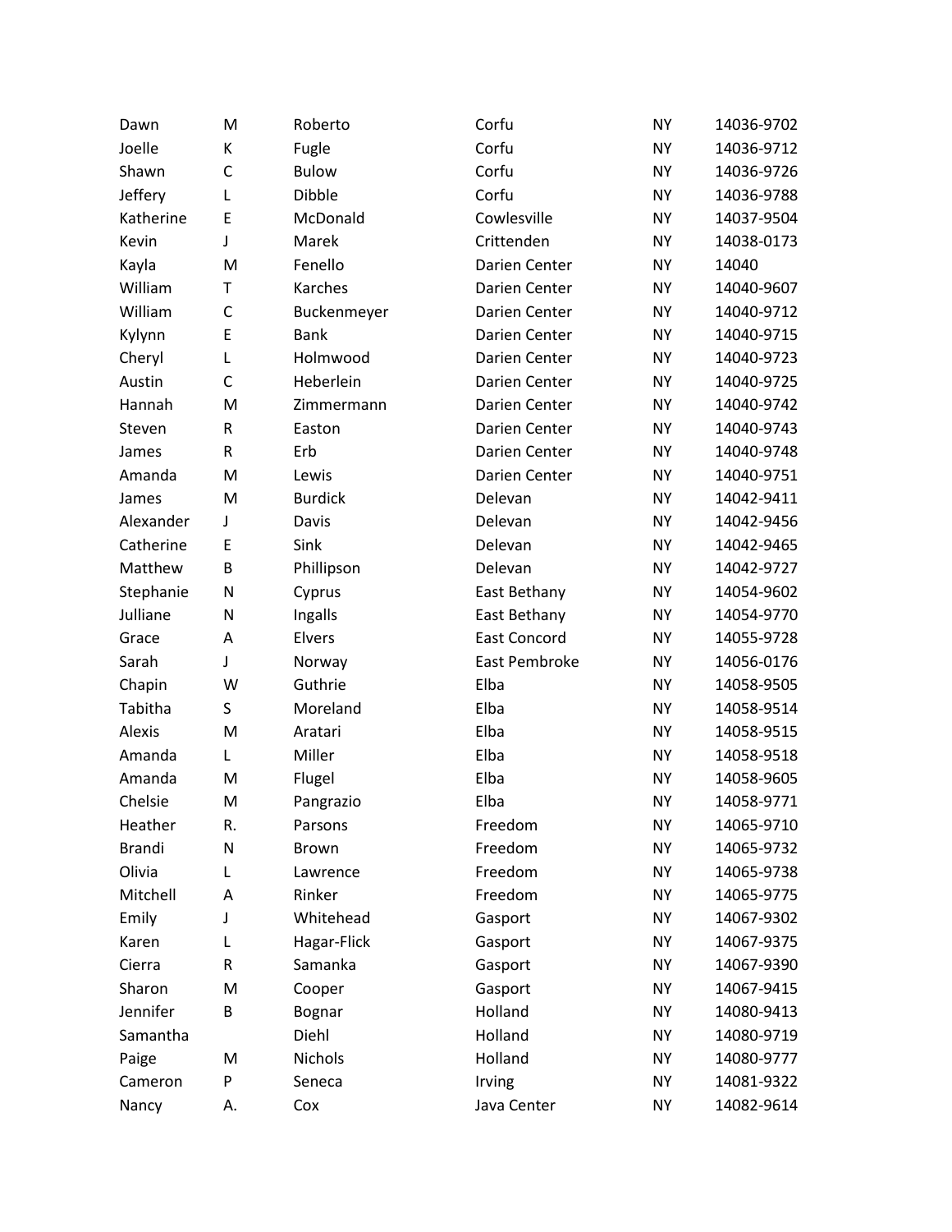| Dawn | M | Roberto | Corfu | NY | 14036-9702 |
|---|---|---|---|---|---|
| Joelle | K | Fugle | Corfu | NY | 14036-9712 |
| Shawn | C | Bulow | Corfu | NY | 14036-9726 |
| Jeffery | L | Dibble | Corfu | NY | 14036-9788 |
| Katherine | E | McDonald | Cowlesville | NY | 14037-9504 |
| Kevin | J | Marek | Crittenden | NY | 14038-0173 |
| Kayla | M | Fenello | Darien Center | NY | 14040 |
| William | T | Karches | Darien Center | NY | 14040-9607 |
| William | C | Buckenmeyer | Darien Center | NY | 14040-9712 |
| Kylynn | E | Bank | Darien Center | NY | 14040-9715 |
| Cheryl | L | Holmwood | Darien Center | NY | 14040-9723 |
| Austin | C | Heberlein | Darien Center | NY | 14040-9725 |
| Hannah | M | Zimmermann | Darien Center | NY | 14040-9742 |
| Steven | R | Easton | Darien Center | NY | 14040-9743 |
| James | R | Erb | Darien Center | NY | 14040-9748 |
| Amanda | M | Lewis | Darien Center | NY | 14040-9751 |
| James | M | Burdick | Delevan | NY | 14042-9411 |
| Alexander | J | Davis | Delevan | NY | 14042-9456 |
| Catherine | E | Sink | Delevan | NY | 14042-9465 |
| Matthew | B | Phillipson | Delevan | NY | 14042-9727 |
| Stephanie | N | Cyprus | East Bethany | NY | 14054-9602 |
| Julliane | N | Ingalls | East Bethany | NY | 14054-9770 |
| Grace | A | Elvers | East Concord | NY | 14055-9728 |
| Sarah | J | Norway | East Pembroke | NY | 14056-0176 |
| Chapin | W | Guthrie | Elba | NY | 14058-9505 |
| Tabitha | S | Moreland | Elba | NY | 14058-9514 |
| Alexis | M | Aratari | Elba | NY | 14058-9515 |
| Amanda | L | Miller | Elba | NY | 14058-9518 |
| Amanda | M | Flugel | Elba | NY | 14058-9605 |
| Chelsie | M | Pangrazio | Elba | NY | 14058-9771 |
| Heather | R. | Parsons | Freedom | NY | 14065-9710 |
| Brandi | N | Brown | Freedom | NY | 14065-9732 |
| Olivia | L | Lawrence | Freedom | NY | 14065-9738 |
| Mitchell | A | Rinker | Freedom | NY | 14065-9775 |
| Emily | J | Whitehead | Gasport | NY | 14067-9302 |
| Karen | L | Hagar-Flick | Gasport | NY | 14067-9375 |
| Cierra | R | Samanka | Gasport | NY | 14067-9390 |
| Sharon | M | Cooper | Gasport | NY | 14067-9415 |
| Jennifer | B | Bognar | Holland | NY | 14080-9413 |
| Samantha | | Diehl | Holland | NY | 14080-9719 |
| Paige | M | Nichols | Holland | NY | 14080-9777 |
| Cameron | P | Seneca | Irving | NY | 14081-9322 |
| Nancy | A. | Cox | Java Center | NY | 14082-9614 |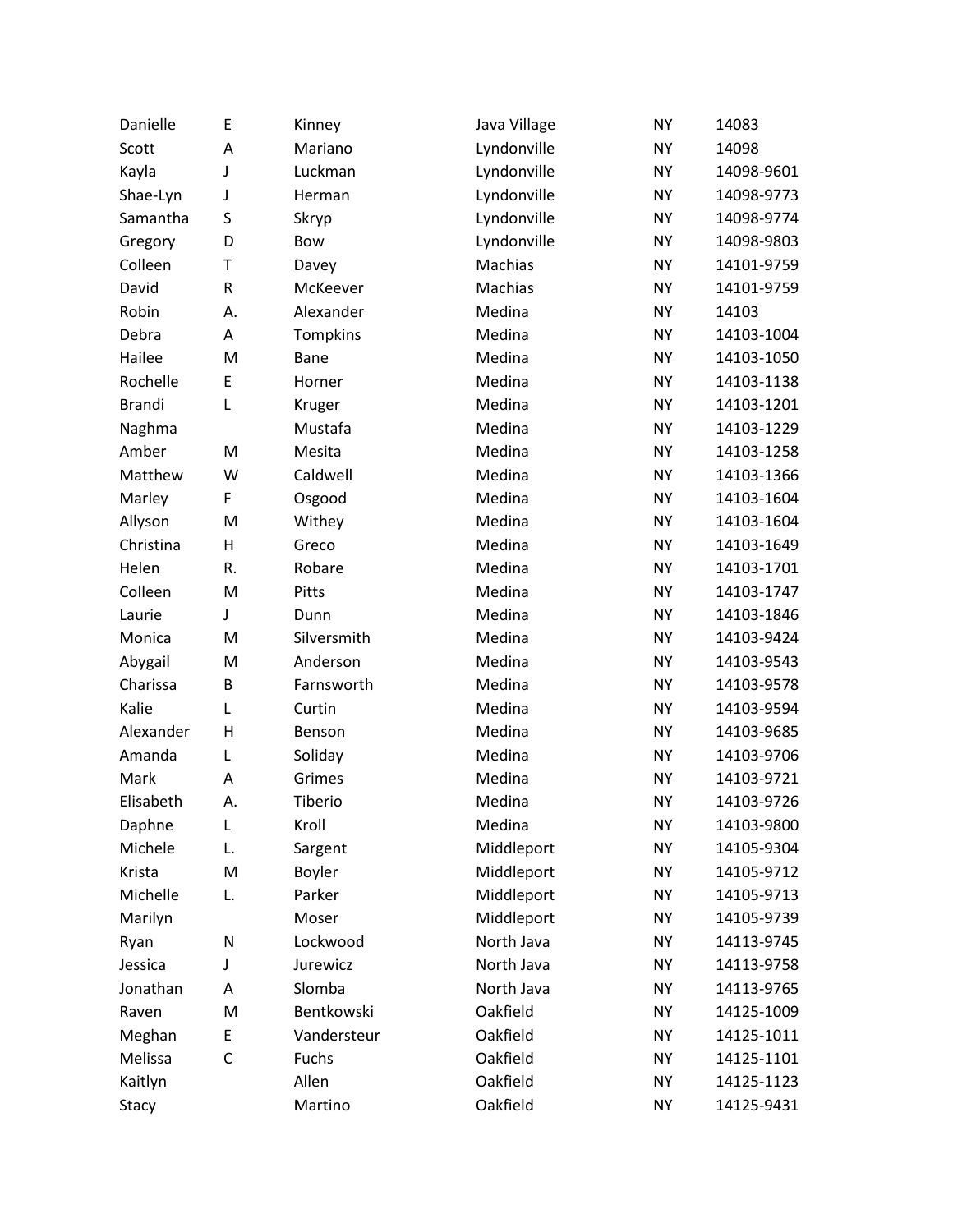| | | | | | |
|---|---|---|---|---|---|
| Danielle | E | Kinney | Java Village | NY | 14083 |
| Scott | A | Mariano | Lyndonville | NY | 14098 |
| Kayla | J | Luckman | Lyndonville | NY | 14098-9601 |
| Shae-Lyn | J | Herman | Lyndonville | NY | 14098-9773 |
| Samantha | S | Skryp | Lyndonville | NY | 14098-9774 |
| Gregory | D | Bow | Lyndonville | NY | 14098-9803 |
| Colleen | T | Davey | Machias | NY | 14101-9759 |
| David | R | McKeever | Machias | NY | 14101-9759 |
| Robin | A. | Alexander | Medina | NY | 14103 |
| Debra | A | Tompkins | Medina | NY | 14103-1004 |
| Hailee | M | Bane | Medina | NY | 14103-1050 |
| Rochelle | E | Horner | Medina | NY | 14103-1138 |
| Brandi | L | Kruger | Medina | NY | 14103-1201 |
| Naghma | | Mustafa | Medina | NY | 14103-1229 |
| Amber | M | Mesita | Medina | NY | 14103-1258 |
| Matthew | W | Caldwell | Medina | NY | 14103-1366 |
| Marley | F | Osgood | Medina | NY | 14103-1604 |
| Allyson | M | Withey | Medina | NY | 14103-1604 |
| Christina | H | Greco | Medina | NY | 14103-1649 |
| Helen | R. | Robare | Medina | NY | 14103-1701 |
| Colleen | M | Pitts | Medina | NY | 14103-1747 |
| Laurie | J | Dunn | Medina | NY | 14103-1846 |
| Monica | M | Silversmith | Medina | NY | 14103-9424 |
| Abygail | M | Anderson | Medina | NY | 14103-9543 |
| Charissa | B | Farnsworth | Medina | NY | 14103-9578 |
| Kalie | L | Curtin | Medina | NY | 14103-9594 |
| Alexander | H | Benson | Medina | NY | 14103-9685 |
| Amanda | L | Soliday | Medina | NY | 14103-9706 |
| Mark | A | Grimes | Medina | NY | 14103-9721 |
| Elisabeth | A. | Tiberio | Medina | NY | 14103-9726 |
| Daphne | L | Kroll | Medina | NY | 14103-9800 |
| Michele | L. | Sargent | Middleport | NY | 14105-9304 |
| Krista | M | Boyler | Middleport | NY | 14105-9712 |
| Michelle | L. | Parker | Middleport | NY | 14105-9713 |
| Marilyn | | Moser | Middleport | NY | 14105-9739 |
| Ryan | N | Lockwood | North Java | NY | 14113-9745 |
| Jessica | J | Jurewicz | North Java | NY | 14113-9758 |
| Jonathan | A | Slomba | North Java | NY | 14113-9765 |
| Raven | M | Bentkowski | Oakfield | NY | 14125-1009 |
| Meghan | E | Vandersteur | Oakfield | NY | 14125-1011 |
| Melissa | C | Fuchs | Oakfield | NY | 14125-1101 |
| Kaitlyn | | Allen | Oakfield | NY | 14125-1123 |
| Stacy | | Martino | Oakfield | NY | 14125-9431 |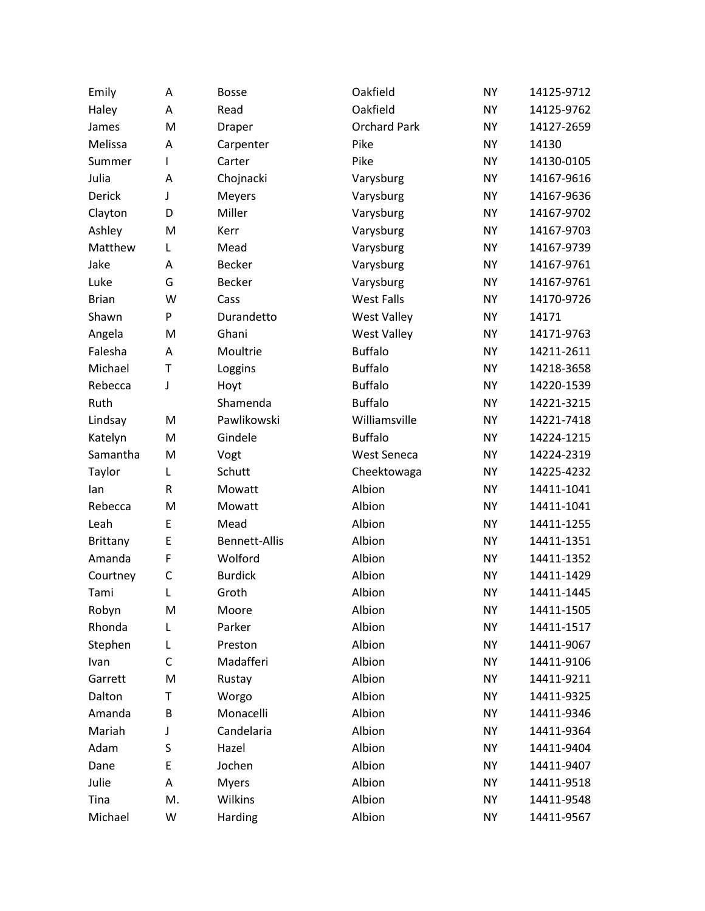| | | | | | |
|---|---|---|---|---|---|
| Emily | A | Bosse | Oakfield | NY | 14125-9712 |
| Haley | A | Read | Oakfield | NY | 14125-9762 |
| James | M | Draper | Orchard Park | NY | 14127-2659 |
| Melissa | A | Carpenter | Pike | NY | 14130 |
| Summer | I | Carter | Pike | NY | 14130-0105 |
| Julia | A | Chojnacki | Varysburg | NY | 14167-9616 |
| Derick | J | Meyers | Varysburg | NY | 14167-9636 |
| Clayton | D | Miller | Varysburg | NY | 14167-9702 |
| Ashley | M | Kerr | Varysburg | NY | 14167-9703 |
| Matthew | L | Mead | Varysburg | NY | 14167-9739 |
| Jake | A | Becker | Varysburg | NY | 14167-9761 |
| Luke | G | Becker | Varysburg | NY | 14167-9761 |
| Brian | W | Cass | West Falls | NY | 14170-9726 |
| Shawn | P | Durandetto | West Valley | NY | 14171 |
| Angela | M | Ghani | West Valley | NY | 14171-9763 |
| Falesha | A | Moultrie | Buffalo | NY | 14211-2611 |
| Michael | T | Loggins | Buffalo | NY | 14218-3658 |
| Rebecca | J | Hoyt | Buffalo | NY | 14220-1539 |
| Ruth | | Shamenda | Buffalo | NY | 14221-3215 |
| Lindsay | M | Pawlikowski | Williamsville | NY | 14221-7418 |
| Katelyn | M | Gindele | Buffalo | NY | 14224-1215 |
| Samantha | M | Vogt | West Seneca | NY | 14224-2319 |
| Taylor | L | Schutt | Cheektowaga | NY | 14225-4232 |
| Ian | R | Mowatt | Albion | NY | 14411-1041 |
| Rebecca | M | Mowatt | Albion | NY | 14411-1041 |
| Leah | E | Mead | Albion | NY | 14411-1255 |
| Brittany | E | Bennett-Allis | Albion | NY | 14411-1351 |
| Amanda | F | Wolford | Albion | NY | 14411-1352 |
| Courtney | C | Burdick | Albion | NY | 14411-1429 |
| Tami | L | Groth | Albion | NY | 14411-1445 |
| Robyn | M | Moore | Albion | NY | 14411-1505 |
| Rhonda | L | Parker | Albion | NY | 14411-1517 |
| Stephen | L | Preston | Albion | NY | 14411-9067 |
| Ivan | C | Madafferi | Albion | NY | 14411-9106 |
| Garrett | M | Rustay | Albion | NY | 14411-9211 |
| Dalton | T | Worgo | Albion | NY | 14411-9325 |
| Amanda | B | Monacelli | Albion | NY | 14411-9346 |
| Mariah | J | Candelaria | Albion | NY | 14411-9364 |
| Adam | S | Hazel | Albion | NY | 14411-9404 |
| Dane | E | Jochen | Albion | NY | 14411-9407 |
| Julie | A | Myers | Albion | NY | 14411-9518 |
| Tina | M. | Wilkins | Albion | NY | 14411-9548 |
| Michael | W | Harding | Albion | NY | 14411-9567 |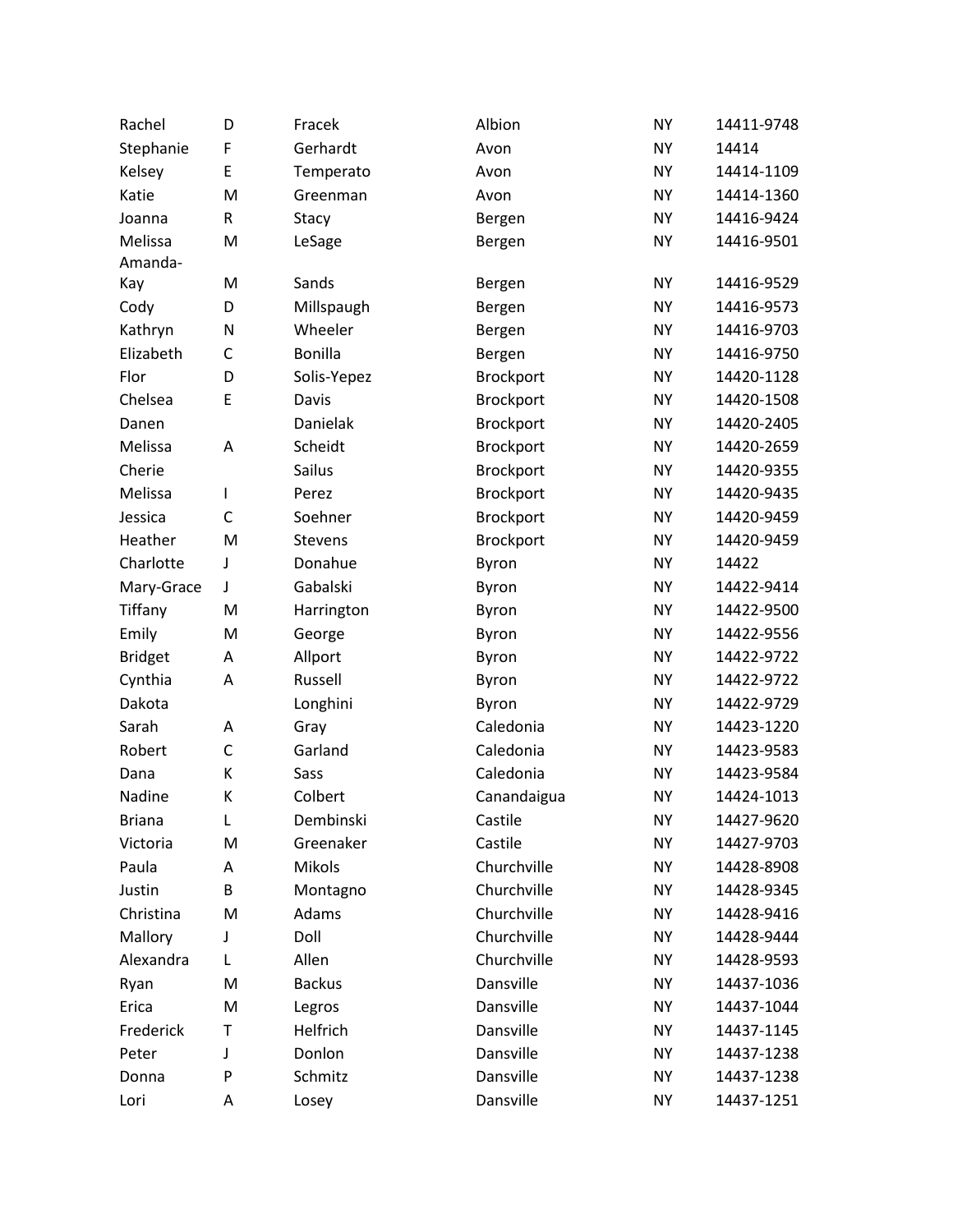| | | | | | |
|---|---|---|---|---|---|
| Rachel | D | Fracek | Albion | NY | 14411-9748 |
| Stephanie | F | Gerhardt | Avon | NY | 14414 |
| Kelsey | E | Temperato | Avon | NY | 14414-1109 |
| Katie | M | Greenman | Avon | NY | 14414-1360 |
| Joanna | R | Stacy | Bergen | NY | 14416-9424 |
| Melissa | M | LeSage | Bergen | NY | 14416-9501 |
| Amanda-Kay | M | Sands | Bergen | NY | 14416-9529 |
| Cody | D | Millspaugh | Bergen | NY | 14416-9573 |
| Kathryn | N | Wheeler | Bergen | NY | 14416-9703 |
| Elizabeth | C | Bonilla | Bergen | NY | 14416-9750 |
| Flor | D | Solis-Yepez | Brockport | NY | 14420-1128 |
| Chelsea | E | Davis | Brockport | NY | 14420-1508 |
| Danen | | Danielak | Brockport | NY | 14420-2405 |
| Melissa | A | Scheidt | Brockport | NY | 14420-2659 |
| Cherie | | Sailus | Brockport | NY | 14420-9355 |
| Melissa | I | Perez | Brockport | NY | 14420-9435 |
| Jessica | C | Soehner | Brockport | NY | 14420-9459 |
| Heather | M | Stevens | Brockport | NY | 14420-9459 |
| Charlotte | J | Donahue | Byron | NY | 14422 |
| Mary-Grace | J | Gabalski | Byron | NY | 14422-9414 |
| Tiffany | M | Harrington | Byron | NY | 14422-9500 |
| Emily | M | George | Byron | NY | 14422-9556 |
| Bridget | A | Allport | Byron | NY | 14422-9722 |
| Cynthia | A | Russell | Byron | NY | 14422-9722 |
| Dakota | | Longhini | Byron | NY | 14422-9729 |
| Sarah | A | Gray | Caledonia | NY | 14423-1220 |
| Robert | C | Garland | Caledonia | NY | 14423-9583 |
| Dana | K | Sass | Caledonia | NY | 14423-9584 |
| Nadine | K | Colbert | Canandaigua | NY | 14424-1013 |
| Briana | L | Dembinski | Castile | NY | 14427-9620 |
| Victoria | M | Greenaker | Castile | NY | 14427-9703 |
| Paula | A | Mikols | Churchville | NY | 14428-8908 |
| Justin | B | Montagno | Churchville | NY | 14428-9345 |
| Christina | M | Adams | Churchville | NY | 14428-9416 |
| Mallory | J | Doll | Churchville | NY | 14428-9444 |
| Alexandra | L | Allen | Churchville | NY | 14428-9593 |
| Ryan | M | Backus | Dansville | NY | 14437-1036 |
| Erica | M | Legros | Dansville | NY | 14437-1044 |
| Frederick | T | Helfrich | Dansville | NY | 14437-1145 |
| Peter | J | Donlon | Dansville | NY | 14437-1238 |
| Donna | P | Schmitz | Dansville | NY | 14437-1238 |
| Lori | A | Losey | Dansville | NY | 14437-1251 |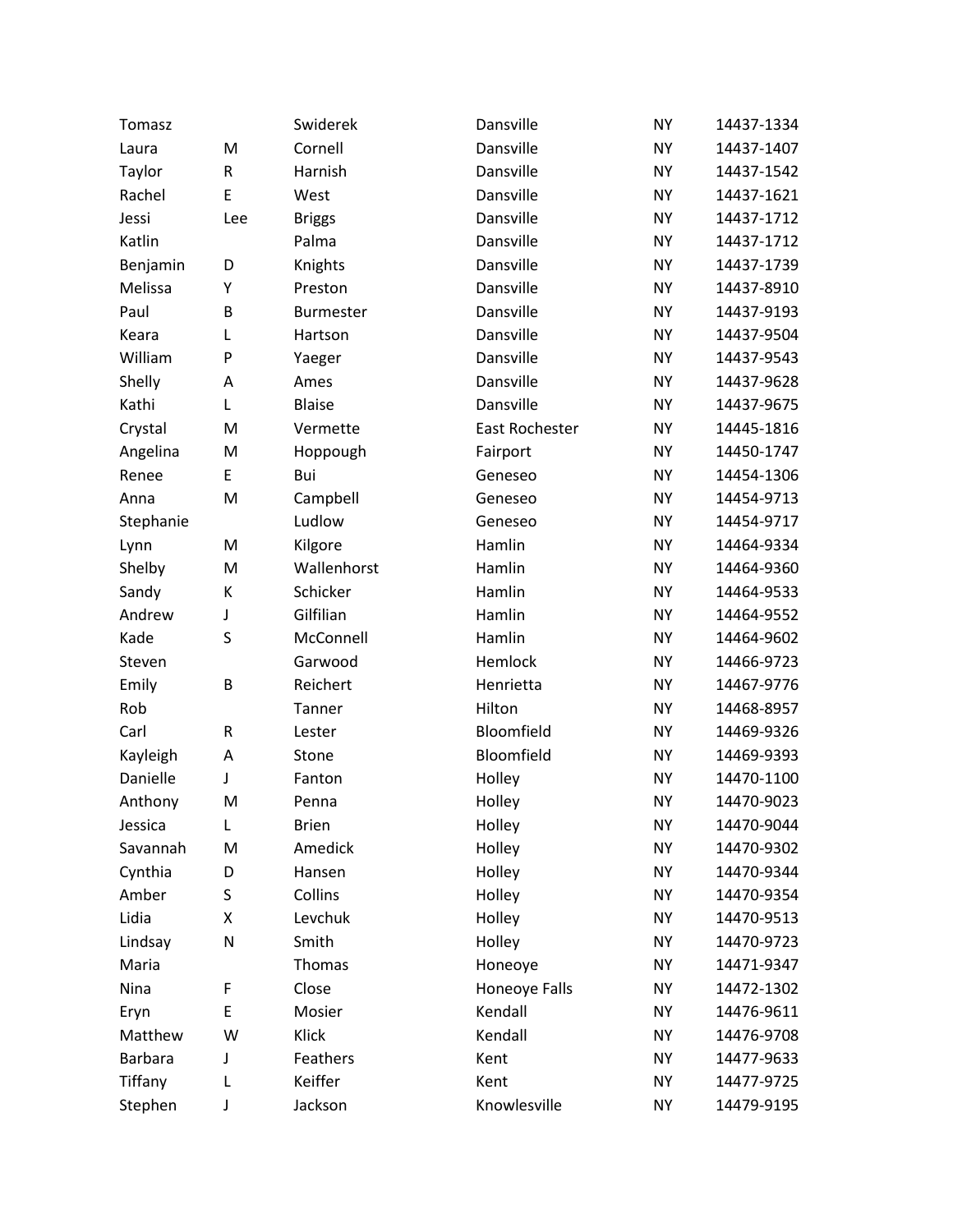| | | | | | |
|---|---|---|---|---|---|
| Tomasz | | Swiderek | Dansville | NY | 14437-1334 |
| Laura | M | Cornell | Dansville | NY | 14437-1407 |
| Taylor | R | Harnish | Dansville | NY | 14437-1542 |
| Rachel | E | West | Dansville | NY | 14437-1621 |
| Jessi | Lee | Briggs | Dansville | NY | 14437-1712 |
| Katlin | | Palma | Dansville | NY | 14437-1712 |
| Benjamin | D | Knights | Dansville | NY | 14437-1739 |
| Melissa | Y | Preston | Dansville | NY | 14437-8910 |
| Paul | B | Burmester | Dansville | NY | 14437-9193 |
| Keara | L | Hartson | Dansville | NY | 14437-9504 |
| William | P | Yaeger | Dansville | NY | 14437-9543 |
| Shelly | A | Ames | Dansville | NY | 14437-9628 |
| Kathi | L | Blaise | Dansville | NY | 14437-9675 |
| Crystal | M | Vermette | East Rochester | NY | 14445-1816 |
| Angelina | M | Hoppough | Fairport | NY | 14450-1747 |
| Renee | E | Bui | Geneseo | NY | 14454-1306 |
| Anna | M | Campbell | Geneseo | NY | 14454-9713 |
| Stephanie | | Ludlow | Geneseo | NY | 14454-9717 |
| Lynn | M | Kilgore | Hamlin | NY | 14464-9334 |
| Shelby | M | Wallenhorst | Hamlin | NY | 14464-9360 |
| Sandy | K | Schicker | Hamlin | NY | 14464-9533 |
| Andrew | J | Gilfilian | Hamlin | NY | 14464-9552 |
| Kade | S | McConnell | Hamlin | NY | 14464-9602 |
| Steven | | Garwood | Hemlock | NY | 14466-9723 |
| Emily | B | Reichert | Henrietta | NY | 14467-9776 |
| Rob | | Tanner | Hilton | NY | 14468-8957 |
| Carl | R | Lester | Bloomfield | NY | 14469-9326 |
| Kayleigh | A | Stone | Bloomfield | NY | 14469-9393 |
| Danielle | J | Fanton | Holley | NY | 14470-1100 |
| Anthony | M | Penna | Holley | NY | 14470-9023 |
| Jessica | L | Brien | Holley | NY | 14470-9044 |
| Savannah | M | Amedick | Holley | NY | 14470-9302 |
| Cynthia | D | Hansen | Holley | NY | 14470-9344 |
| Amber | S | Collins | Holley | NY | 14470-9354 |
| Lidia | X | Levchuk | Holley | NY | 14470-9513 |
| Lindsay | N | Smith | Holley | NY | 14470-9723 |
| Maria | | Thomas | Honeoye | NY | 14471-9347 |
| Nina | F | Close | Honeoye Falls | NY | 14472-1302 |
| Eryn | E | Mosier | Kendall | NY | 14476-9611 |
| Matthew | W | Klick | Kendall | NY | 14476-9708 |
| Barbara | J | Feathers | Kent | NY | 14477-9633 |
| Tiffany | L | Keiffer | Kent | NY | 14477-9725 |
| Stephen | J | Jackson | Knowlesville | NY | 14479-9195 |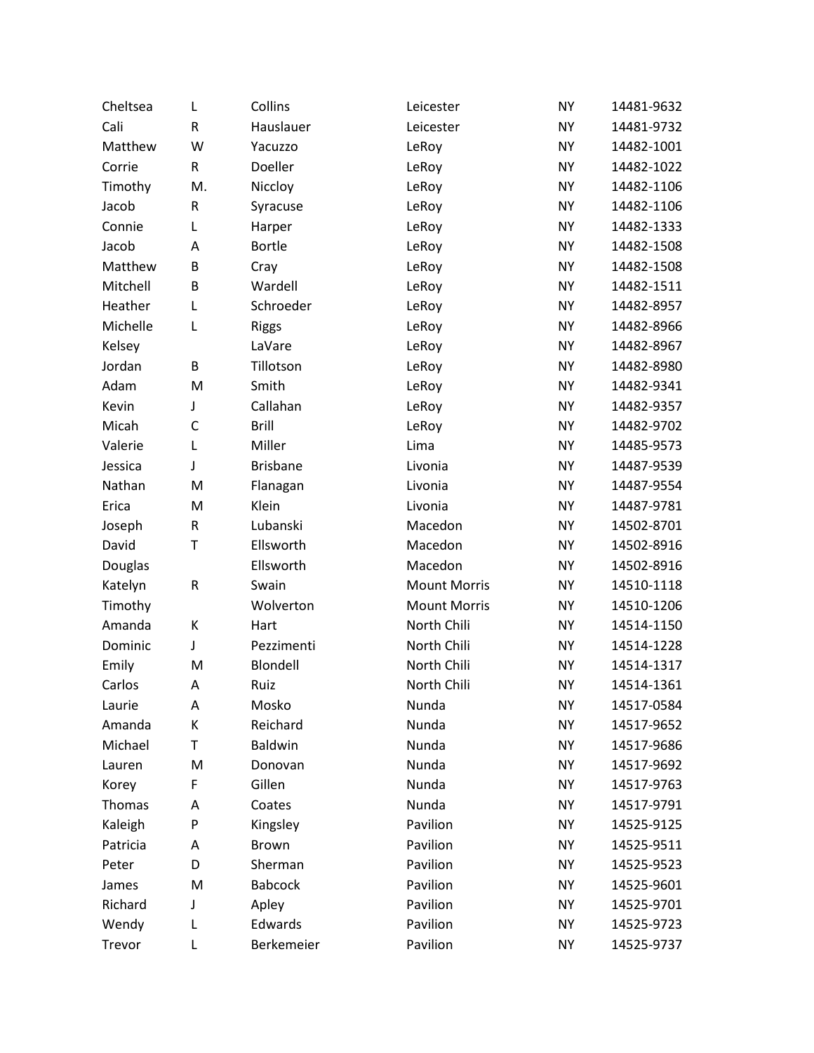| | | | | | |
|---|---|---|---|---|---|
| Cheltsea | L | Collins | Leicester | NY | 14481-9632 |
| Cali | R | Hauslauer | Leicester | NY | 14481-9732 |
| Matthew | W | Yacuzzo | LeRoy | NY | 14482-1001 |
| Corrie | R | Doeller | LeRoy | NY | 14482-1022 |
| Timothy | M. | Niccloy | LeRoy | NY | 14482-1106 |
| Jacob | R | Syracuse | LeRoy | NY | 14482-1106 |
| Connie | L | Harper | LeRoy | NY | 14482-1333 |
| Jacob | A | Bortle | LeRoy | NY | 14482-1508 |
| Matthew | B | Cray | LeRoy | NY | 14482-1508 |
| Mitchell | B | Wardell | LeRoy | NY | 14482-1511 |
| Heather | L | Schroeder | LeRoy | NY | 14482-8957 |
| Michelle | L | Riggs | LeRoy | NY | 14482-8966 |
| Kelsey | | LaVare | LeRoy | NY | 14482-8967 |
| Jordan | B | Tillotson | LeRoy | NY | 14482-8980 |
| Adam | M | Smith | LeRoy | NY | 14482-9341 |
| Kevin | J | Callahan | LeRoy | NY | 14482-9357 |
| Micah | C | Brill | LeRoy | NY | 14482-9702 |
| Valerie | L | Miller | Lima | NY | 14485-9573 |
| Jessica | J | Brisbane | Livonia | NY | 14487-9539 |
| Nathan | M | Flanagan | Livonia | NY | 14487-9554 |
| Erica | M | Klein | Livonia | NY | 14487-9781 |
| Joseph | R | Lubanski | Macedon | NY | 14502-8701 |
| David | T | Ellsworth | Macedon | NY | 14502-8916 |
| Douglas | | Ellsworth | Macedon | NY | 14502-8916 |
| Katelyn | R | Swain | Mount Morris | NY | 14510-1118 |
| Timothy | | Wolverton | Mount Morris | NY | 14510-1206 |
| Amanda | K | Hart | North Chili | NY | 14514-1150 |
| Dominic | J | Pezzimenti | North Chili | NY | 14514-1228 |
| Emily | M | Blondell | North Chili | NY | 14514-1317 |
| Carlos | A | Ruiz | North Chili | NY | 14514-1361 |
| Laurie | A | Mosko | Nunda | NY | 14517-0584 |
| Amanda | K | Reichard | Nunda | NY | 14517-9652 |
| Michael | T | Baldwin | Nunda | NY | 14517-9686 |
| Lauren | M | Donovan | Nunda | NY | 14517-9692 |
| Korey | F | Gillen | Nunda | NY | 14517-9763 |
| Thomas | A | Coates | Nunda | NY | 14517-9791 |
| Kaleigh | P | Kingsley | Pavilion | NY | 14525-9125 |
| Patricia | A | Brown | Pavilion | NY | 14525-9511 |
| Peter | D | Sherman | Pavilion | NY | 14525-9523 |
| James | M | Babcock | Pavilion | NY | 14525-9601 |
| Richard | J | Apley | Pavilion | NY | 14525-9701 |
| Wendy | L | Edwards | Pavilion | NY | 14525-9723 |
| Trevor | L | Berkemeier | Pavilion | NY | 14525-9737 |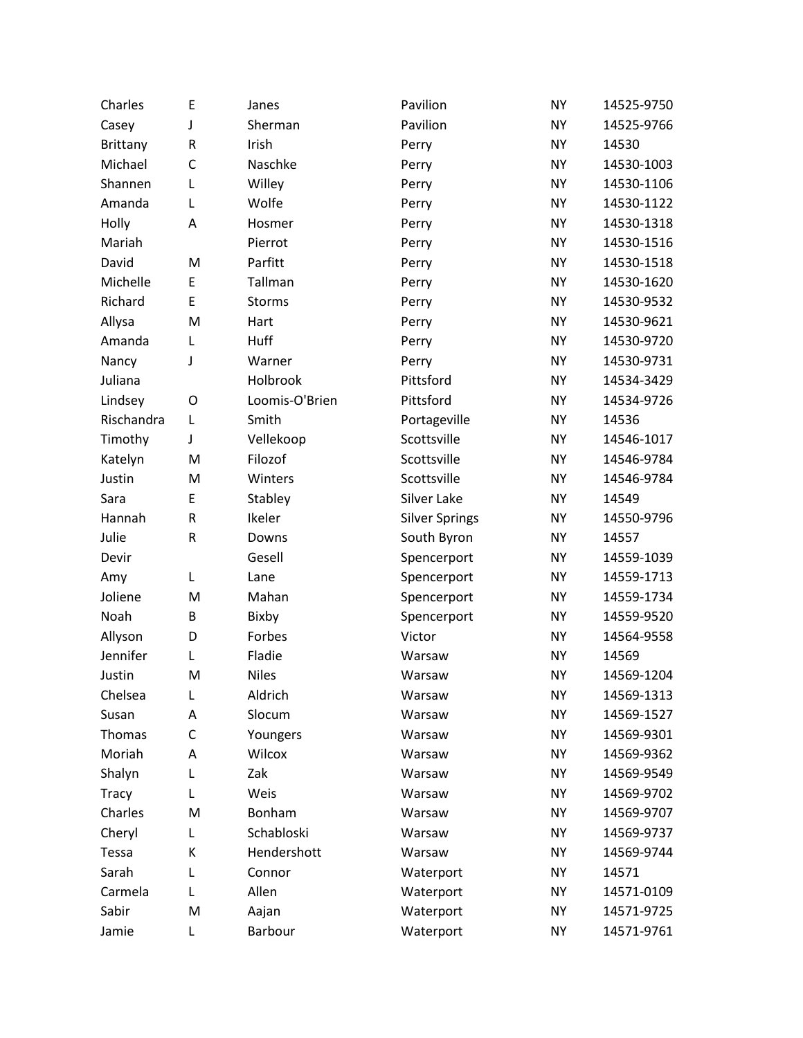| | | | | | |
|---|---|---|---|---|---|
| Charles | E | Janes | Pavilion | NY | 14525-9750 |
| Casey | J | Sherman | Pavilion | NY | 14525-9766 |
| Brittany | R | Irish | Perry | NY | 14530 |
| Michael | C | Naschke | Perry | NY | 14530-1003 |
| Shannen | L | Willey | Perry | NY | 14530-1106 |
| Amanda | L | Wolfe | Perry | NY | 14530-1122 |
| Holly | A | Hosmer | Perry | NY | 14530-1318 |
| Mariah | | Pierrot | Perry | NY | 14530-1516 |
| David | M | Parfitt | Perry | NY | 14530-1518 |
| Michelle | E | Tallman | Perry | NY | 14530-1620 |
| Richard | E | Storms | Perry | NY | 14530-9532 |
| Allysa | M | Hart | Perry | NY | 14530-9621 |
| Amanda | L | Huff | Perry | NY | 14530-9720 |
| Nancy | J | Warner | Perry | NY | 14530-9731 |
| Juliana | | Holbrook | Pittsford | NY | 14534-3429 |
| Lindsey | O | Loomis-O'Brien | Pittsford | NY | 14534-9726 |
| Rischandra | L | Smith | Portageville | NY | 14536 |
| Timothy | J | Vellekoop | Scottsville | NY | 14546-1017 |
| Katelyn | M | Filozof | Scottsville | NY | 14546-9784 |
| Justin | M | Winters | Scottsville | NY | 14546-9784 |
| Sara | E | Stabley | Silver Lake | NY | 14549 |
| Hannah | R | Ikeler | Silver Springs | NY | 14550-9796 |
| Julie | R | Downs | South Byron | NY | 14557 |
| Devir | | Gesell | Spencerport | NY | 14559-1039 |
| Amy | L | Lane | Spencerport | NY | 14559-1713 |
| Joliene | M | Mahan | Spencerport | NY | 14559-1734 |
| Noah | B | Bixby | Spencerport | NY | 14559-9520 |
| Allyson | D | Forbes | Victor | NY | 14564-9558 |
| Jennifer | L | Fladie | Warsaw | NY | 14569 |
| Justin | M | Niles | Warsaw | NY | 14569-1204 |
| Chelsea | L | Aldrich | Warsaw | NY | 14569-1313 |
| Susan | A | Slocum | Warsaw | NY | 14569-1527 |
| Thomas | C | Youngers | Warsaw | NY | 14569-9301 |
| Moriah | A | Wilcox | Warsaw | NY | 14569-9362 |
| Shalyn | L | Zak | Warsaw | NY | 14569-9549 |
| Tracy | L | Weis | Warsaw | NY | 14569-9702 |
| Charles | M | Bonham | Warsaw | NY | 14569-9707 |
| Cheryl | L | Schabloski | Warsaw | NY | 14569-9737 |
| Tessa | K | Hendershott | Warsaw | NY | 14569-9744 |
| Sarah | L | Connor | Waterport | NY | 14571 |
| Carmela | L | Allen | Waterport | NY | 14571-0109 |
| Sabir | M | Aajan | Waterport | NY | 14571-9725 |
| Jamie | L | Barbour | Waterport | NY | 14571-9761 |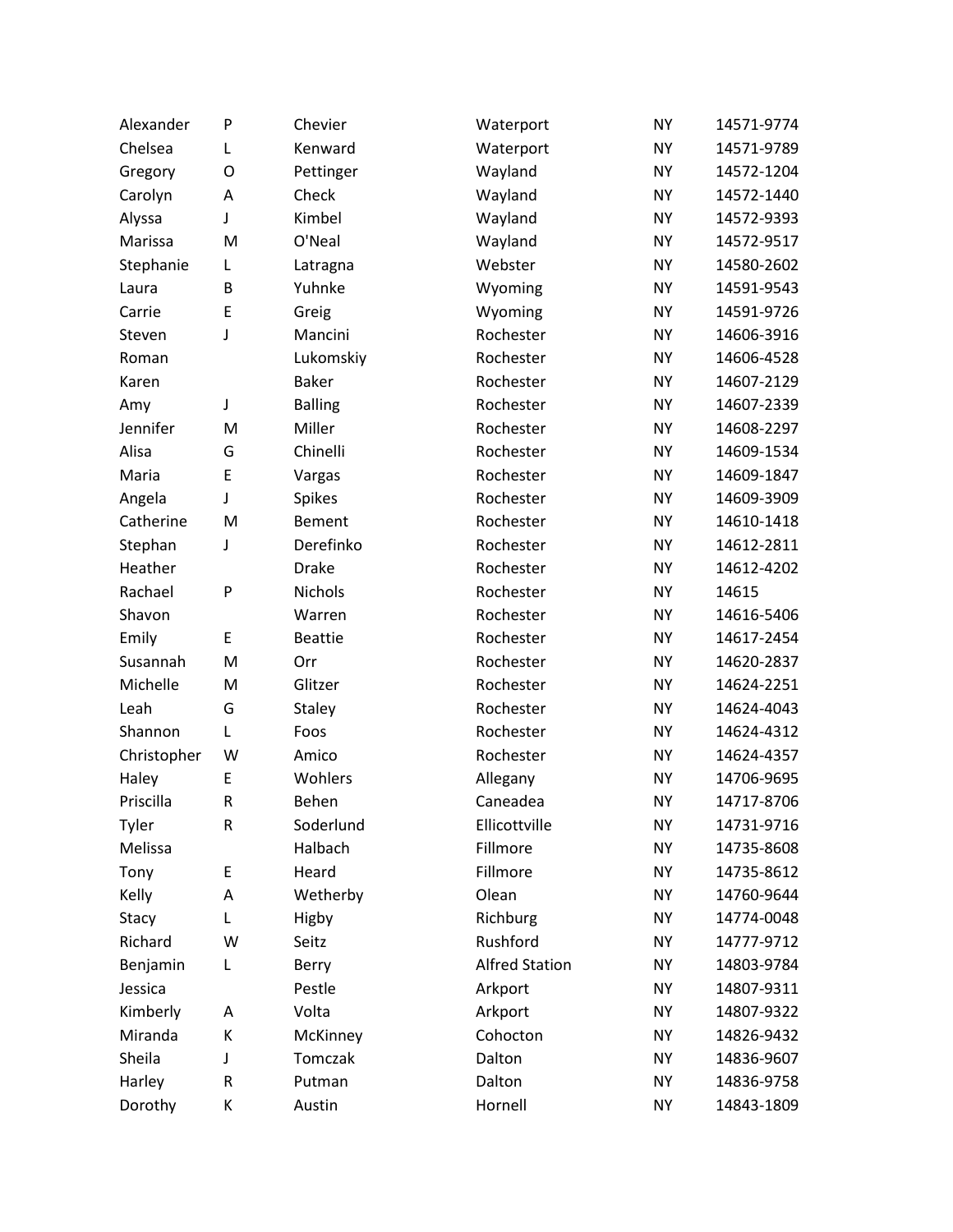| | | | | | |
|---|---|---|---|---|---|
| Alexander | P | Chevier | Waterport | NY | 14571-9774 |
| Chelsea | L | Kenward | Waterport | NY | 14571-9789 |
| Gregory | O | Pettinger | Wayland | NY | 14572-1204 |
| Carolyn | A | Check | Wayland | NY | 14572-1440 |
| Alyssa | J | Kimbel | Wayland | NY | 14572-9393 |
| Marissa | M | O'Neal | Wayland | NY | 14572-9517 |
| Stephanie | L | Latragna | Webster | NY | 14580-2602 |
| Laura | B | Yuhnke | Wyoming | NY | 14591-9543 |
| Carrie | E | Greig | Wyoming | NY | 14591-9726 |
| Steven | J | Mancini | Rochester | NY | 14606-3916 |
| Roman | | Lukomskiy | Rochester | NY | 14606-4528 |
| Karen | | Baker | Rochester | NY | 14607-2129 |
| Amy | J | Balling | Rochester | NY | 14607-2339 |
| Jennifer | M | Miller | Rochester | NY | 14608-2297 |
| Alisa | G | Chinelli | Rochester | NY | 14609-1534 |
| Maria | E | Vargas | Rochester | NY | 14609-1847 |
| Angela | J | Spikes | Rochester | NY | 14609-3909 |
| Catherine | M | Bement | Rochester | NY | 14610-1418 |
| Stephan | J | Derefinko | Rochester | NY | 14612-2811 |
| Heather | | Drake | Rochester | NY | 14612-4202 |
| Rachael | P | Nichols | Rochester | NY | 14615 |
| Shavon | | Warren | Rochester | NY | 14616-5406 |
| Emily | E | Beattie | Rochester | NY | 14617-2454 |
| Susannah | M | Orr | Rochester | NY | 14620-2837 |
| Michelle | M | Glitzer | Rochester | NY | 14624-2251 |
| Leah | G | Staley | Rochester | NY | 14624-4043 |
| Shannon | L | Foos | Rochester | NY | 14624-4312 |
| Christopher | W | Amico | Rochester | NY | 14624-4357 |
| Haley | E | Wohlers | Allegany | NY | 14706-9695 |
| Priscilla | R | Behen | Caneadea | NY | 14717-8706 |
| Tyler | R | Soderlund | Ellicottville | NY | 14731-9716 |
| Melissa | | Halbach | Fillmore | NY | 14735-8608 |
| Tony | E | Heard | Fillmore | NY | 14735-8612 |
| Kelly | A | Wetherby | Olean | NY | 14760-9644 |
| Stacy | L | Higby | Richburg | NY | 14774-0048 |
| Richard | W | Seitz | Rushford | NY | 14777-9712 |
| Benjamin | L | Berry | Alfred Station | NY | 14803-9784 |
| Jessica | | Pestle | Arkport | NY | 14807-9311 |
| Kimberly | A | Volta | Arkport | NY | 14807-9322 |
| Miranda | K | McKinney | Cohocton | NY | 14826-9432 |
| Sheila | J | Tomczak | Dalton | NY | 14836-9607 |
| Harley | R | Putman | Dalton | NY | 14836-9758 |
| Dorothy | K | Austin | Hornell | NY | 14843-1809 |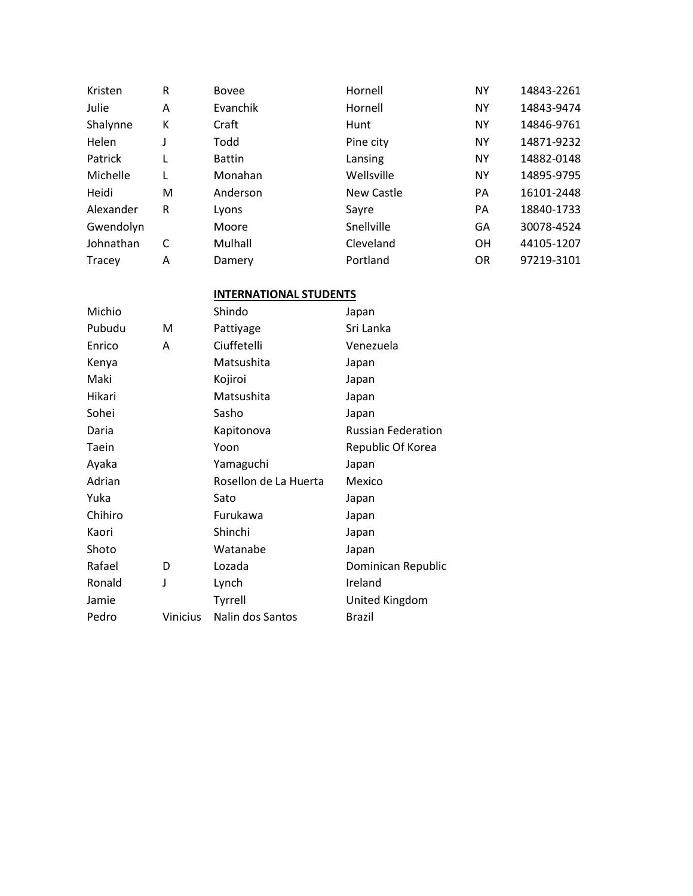| | | | | | |
|---|---|---|---|---|---|
| Kristen | R | Bovee | Hornell | NY | 14843-2261 |
| Julie | A | Evanchik | Hornell | NY | 14843-9474 |
| Shalynne | K | Craft | Hunt | NY | 14846-9761 |
| Helen | J | Todd | Pine city | NY | 14871-9232 |
| Patrick | L | Battin | Lansing | NY | 14882-0148 |
| Michelle | L | Monahan | Wellsville | NY | 14895-9795 |
| Heidi | M | Anderson | New Castle | PA | 16101-2448 |
| Alexander | R | Lyons | Sayre | PA | 18840-1733 |
| Gwendolyn | | Moore | Snellville | GA | 30078-4524 |
| Johnathan | C | Mulhall | Cleveland | OH | 44105-1207 |
| Tracey | A | Damery | Portland | OR | 97219-3101 |

**INTERNATIONAL STUDENTS**

| | | | |
|---|---|---|---|
| Michio | | Shindo | Japan |
| Pubudu | M | Pattiyage | Sri Lanka |
| Enrico | A | Ciuffetelli | Venezuela |
| Kenya | | Matsushita | Japan |
| Maki | | Kojiroi | Japan |
| Hikari | | Matsushita | Japan |
| Sohei | | Sasho | Japan |
| Daria | | Kapitonova | Russian Federation |
| Taein | | Yoon | Republic Of Korea |
| Ayaka | | Yamaguchi | Japan |
| Adrian | | Rosellon de La Huerta | Mexico |
| Yuka | | Sato | Japan |
| Chihiro | | Furukawa | Japan |
| Kaori | | Shinchi | Japan |
| Shoto | | Watanabe | Japan |
| Rafael | D | Lozada | Dominican Republic |
| Ronald | J | Lynch | Ireland |
| Jamie | | Tyrrell | United Kingdom |
| Pedro | Vinicius | Nalin dos Santos | Brazil |